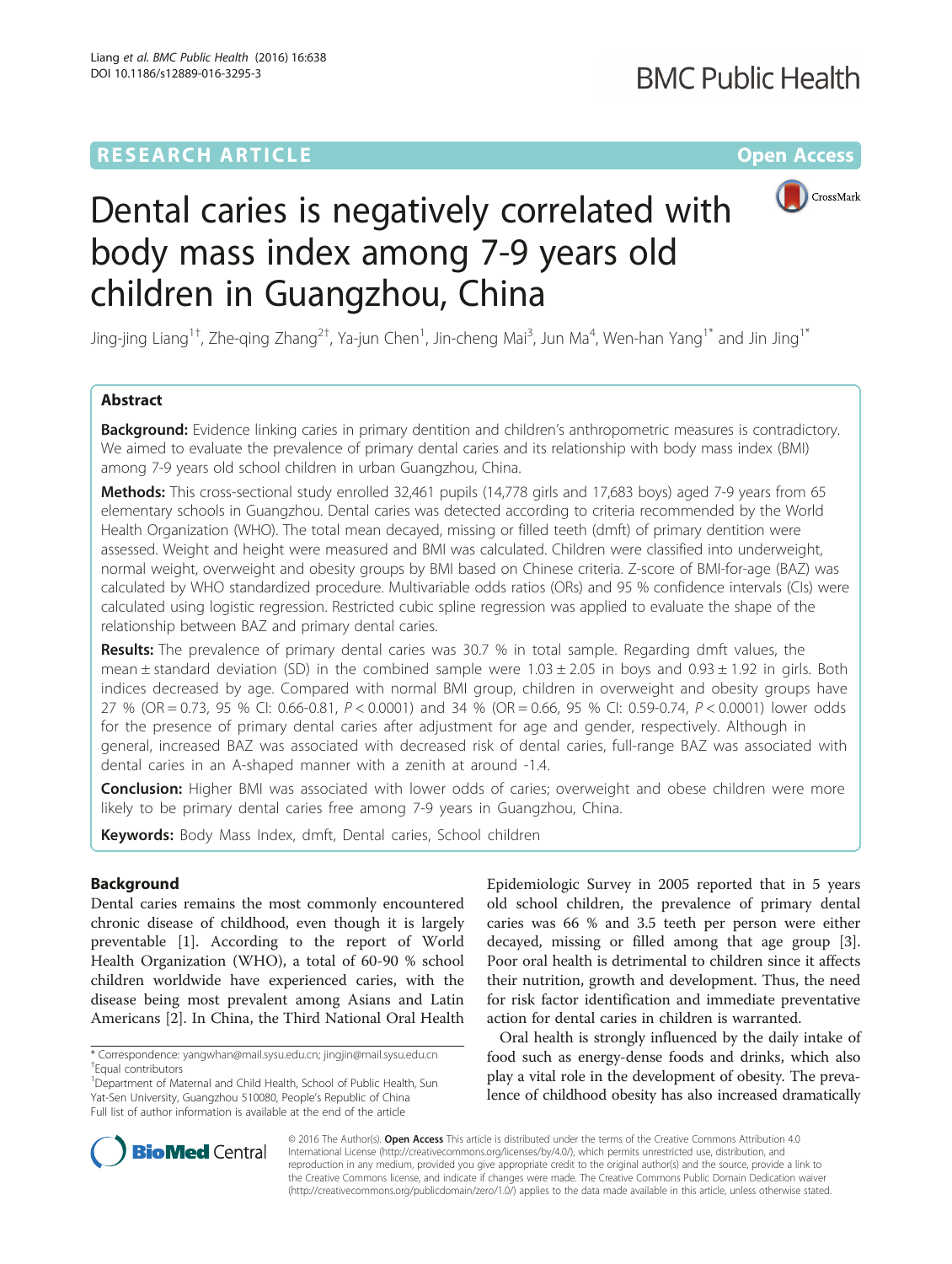RESEARCH ARTICLE

Open Access

# Dental caries is negatively correlated with body mass index among 7-9 years old children in Guangzhou, China

Jing-jing Liang[1†], Zhe-qing Zhang[2†], Ya-jun Chen[1], Jin-cheng Mai[3], Jun Ma[4], Wen-han Yang[1*] and Jin Jing[1*]

## Abstract

**Background:** Evidence linking caries in primary dentition and children's anthropometric measures is contradictory. We aimed to evaluate the prevalence of primary dental caries and its relationship with body mass index (BMI) among 7-9 years old school children in urban Guangzhou, China.

**Methods:** This cross-sectional study enrolled 32,461 pupils (14,778 girls and 17,683 boys) aged 7-9 years from 65 elementary schools in Guangzhou. Dental caries was detected according to criteria recommended by the World Health Organization (WHO). The total mean decayed, missing or filled teeth (dmft) of primary dentition were assessed. Weight and height were measured and BMI was calculated. Children were classified into underweight, normal weight, overweight and obesity groups by BMI based on Chinese criteria. Z-score of BMI-for-age (BAZ) was calculated by WHO standardized procedure. Multivariable odds ratios (ORs) and 95 % confidence intervals (CIs) were calculated using logistic regression. Restricted cubic spline regression was applied to evaluate the shape of the relationship between BAZ and primary dental caries.

**Results:** The prevalence of primary dental caries was 30.7 % in total sample. Regarding dmft values, the mean ± standard deviation (SD) in the combined sample were 1.03 ± 2.05 in boys and 0.93 ± 1.92 in girls. Both indices decreased by age. Compared with normal BMI group, children in overweight and obesity groups have 27 % (OR = 0.73, 95 % CI: 0.66-0.81, $P < 0.0001$) and 34 % (OR = 0.66, 95 % CI: 0.59-0.74, $P < 0.0001$) lower odds for the presence of primary dental caries after adjustment for age and gender, respectively. Although in general, increased BAZ was associated with decreased risk of dental caries, full-range BAZ was associated with dental caries in an A-shaped manner with a zenith at around -1.4.

**Conclusion:** Higher BMI was associated with lower odds of caries; overweight and obese children were more likely to be primary dental caries free among 7-9 years in Guangzhou, China.

**Keywords:** Body Mass Index, dmft, Dental caries, School children

## Background

Dental caries remains the most commonly encountered chronic disease of childhood, even though it is largely preventable [1]. According to the report of World Health Organization (WHO), a total of 60-90 % school children worldwide have experienced caries, with the disease being most prevalent among Asians and Latin Americans [2]. In China, the Third National Oral Health Epidemiologic Survey in 2005 reported that in 5 years old school children, the prevalence of primary dental caries was 66 % and 3.5 teeth per person were either decayed, missing or filled among that age group [3]. Poor oral health is detrimental to children since it affects their nutrition, growth and development. Thus, the need for risk factor identification and immediate preventative action for dental caries in children is warranted.

Oral health is strongly influenced by the daily intake of food such as energy-dense foods and drinks, which also play a vital role in the development of obesity. The prevalence of childhood obesity has also increased dramatically

\* Correspondence: yangwhan@mail.sysu.edu.cn; jingjin@mail.sysu.edu.cn
†Equal contributors
[1]Department of Maternal and Child Health, School of Public Health, Sun Yat-Sen University, Guangzhou 510080, People's Republic of China
Full list of author information is available at the end of the article

© 2016 The Author(s). **Open Access** This article is distributed under the terms of the Creative Commons Attribution 4.0 International License (http://creativecommons.org/licenses/by/4.0/), which permits unrestricted use, distribution, and reproduction in any medium, provided you give appropriate credit to the original author(s) and the source, provide a link to the Creative Commons license, and indicate if changes were made. The Creative Commons Public Domain Dedication waiver (http://creativecommons.org/publicdomain/zero/1.0/) applies to the data made available in this article, unless otherwise stated.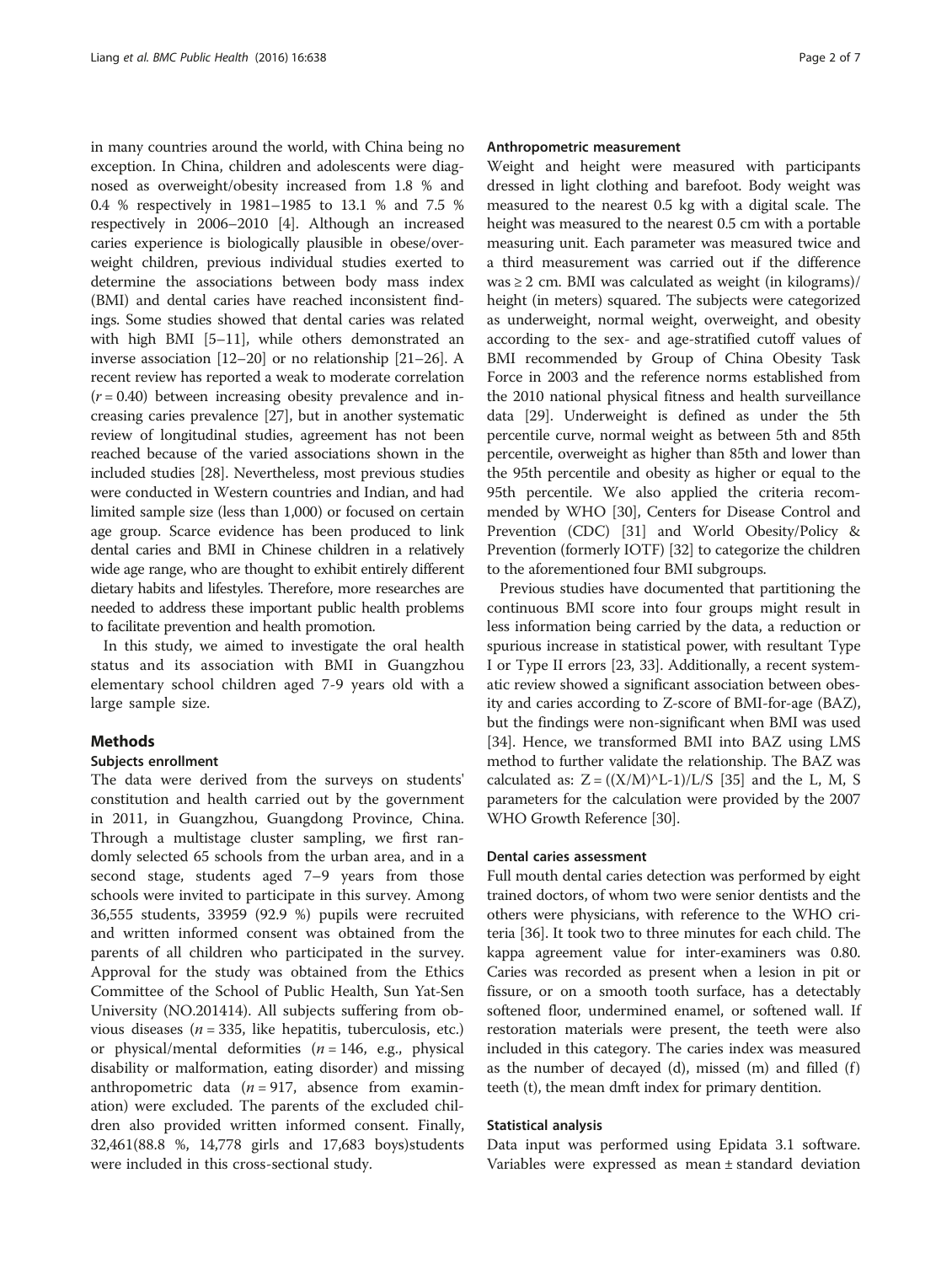in many countries around the world, with China being no exception. In China, children and adolescents were diagnosed as overweight/obesity increased from 1.8 % and 0.4 % respectively in 1981–1985 to 13.1 % and 7.5 % respectively in 2006–2010 [4]. Although an increased caries experience is biologically plausible in obese/overweight children, previous individual studies exerted to determine the associations between body mass index (BMI) and dental caries have reached inconsistent findings. Some studies showed that dental caries was related with high BMI [5–11], while others demonstrated an inverse association [12–20] or no relationship [21–26]. A recent review has reported a weak to moderate correlation ($r = 0.40$) between increasing obesity prevalence and increasing caries prevalence [27], but in another systematic review of longitudinal studies, agreement has not been reached because of the varied associations shown in the included studies [28]. Nevertheless, most previous studies were conducted in Western countries and Indian, and had limited sample size (less than 1,000) or focused on certain age group. Scarce evidence has been produced to link dental caries and BMI in Chinese children in a relatively wide age range, who are thought to exhibit entirely different dietary habits and lifestyles. Therefore, more researches are needed to address these important public health problems to facilitate prevention and health promotion.

In this study, we aimed to investigate the oral health status and its association with BMI in Guangzhou elementary school children aged 7-9 years old with a large sample size.

## Methods

### Subjects enrollment

The data were derived from the surveys on students' constitution and health carried out by the government in 2011, in Guangzhou, Guangdong Province, China. Through a multistage cluster sampling, we first randomly selected 65 schools from the urban area, and in a second stage, students aged 7–9 years from those schools were invited to participate in this survey. Among 36,555 students, 33959 (92.9 %) pupils were recruited and written informed consent was obtained from the parents of all children who participated in the survey. Approval for the study was obtained from the Ethics Committee of the School of Public Health, Sun Yat-Sen University (NO.201414). All subjects suffering from obvious diseases ($n = 335$, like hepatitis, tuberculosis, etc.) or physical/mental deformities ($n = 146$, e.g., physical disability or malformation, eating disorder) and missing anthropometric data ($n = 917$, absence from examination) were excluded. The parents of the excluded children also provided written informed consent. Finally, 32,461(88.8 %, 14,778 girls and 17,683 boys)students were included in this cross-sectional study.

### Anthropometric measurement

Weight and height were measured with participants dressed in light clothing and barefoot. Body weight was measured to the nearest 0.5 kg with a digital scale. The height was measured to the nearest 0.5 cm with a portable measuring unit. Each parameter was measured twice and a third measurement was carried out if the difference was ≥ 2 cm. BMI was calculated as weight (in kilograms)/ height (in meters) squared. The subjects were categorized as underweight, normal weight, overweight, and obesity according to the sex- and age-stratified cutoff values of BMI recommended by Group of China Obesity Task Force in 2003 and the reference norms established from the 2010 national physical fitness and health surveillance data [29]. Underweight is defined as under the 5th percentile curve, normal weight as between 5th and 85th percentile, overweight as higher than 85th and lower than the 95th percentile and obesity as higher or equal to the 95th percentile. We also applied the criteria recommended by WHO [30], Centers for Disease Control and Prevention (CDC) [31] and World Obesity/Policy & Prevention (formerly IOTF) [32] to categorize the children to the aforementioned four BMI subgroups.

Previous studies have documented that partitioning the continuous BMI score into four groups might result in less information being carried by the data, a reduction or spurious increase in statistical power, with resultant Type I or Type II errors [23, 33]. Additionally, a recent systematic review showed a significant association between obesity and caries according to Z-score of BMI-for-age (BAZ), but the findings were non-significant when BMI was used [34]. Hence, we transformed BMI into BAZ using LMS method to further validate the relationship. The BAZ was calculated as: $Z = ((X/M)^L-1)/L/S$ [35] and the L, M, S parameters for the calculation were provided by the 2007 WHO Growth Reference [30].

### Dental caries assessment

Full mouth dental caries detection was performed by eight trained doctors, of whom two were senior dentists and the others were physicians, with reference to the WHO criteria [36]. It took two to three minutes for each child. The kappa agreement value for inter-examiners was 0.80. Caries was recorded as present when a lesion in pit or fissure, or on a smooth tooth surface, has a detectably softened floor, undermined enamel, or softened wall. If restoration materials were present, the teeth were also included in this category. The caries index was measured as the number of decayed (d), missed (m) and filled (f) teeth (t), the mean dmft index for primary dentition.

### Statistical analysis

Data input was performed using Epidata 3.1 software. Variables were expressed as mean ± standard deviation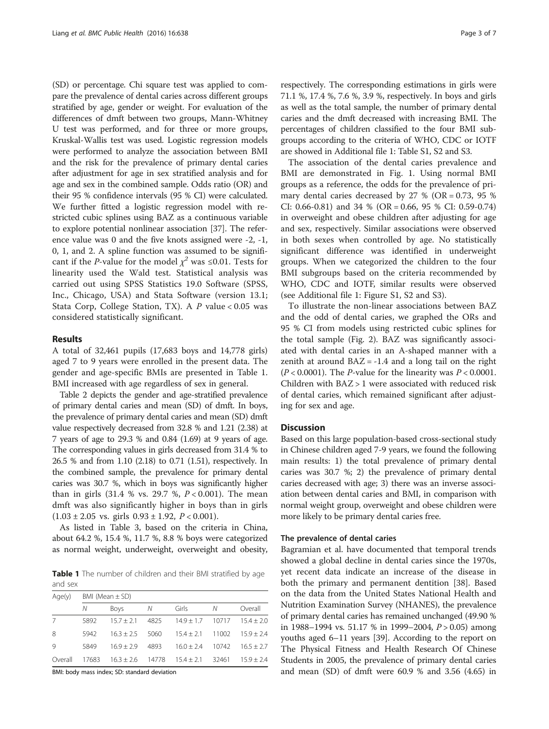(SD) or percentage. Chi square test was applied to compare the prevalence of dental caries across different groups stratified by age, gender or weight. For evaluation of the differences of dmft between two groups, Mann-Whitney U test was performed, and for three or more groups, Kruskal-Wallis test was used. Logistic regression models were performed to analyze the association between BMI and the risk for the prevalence of primary dental caries after adjustment for age in sex stratified analysis and for age and sex in the combined sample. Odds ratio (OR) and their 95 % confidence intervals (95 % CI) were calculated. We further fitted a logistic regression model with restricted cubic splines using BAZ as a continuous variable to explore potential nonlinear association [37]. The reference value was 0 and the five knots assigned were -2, -1, 0, 1, and 2. A spline function was assumed to be significant if the *P*-value for the model $\chi^2$ was ≤0.01. Tests for linearity used the Wald test. Statistical analysis was carried out using SPSS Statistics 19.0 Software (SPSS, Inc., Chicago, USA) and Stata Software (version 13.1; Stata Corp, College Station, TX). A $P$ value < 0.05 was considered statistically significant.

## Results

A total of 32,461 pupils (17,683 boys and 14,778 girls) aged 7 to 9 years were enrolled in the present data. The gender and age-specific BMIs are presented in Table 1. BMI increased with age regardless of sex in general.

Table 2 depicts the gender and age-stratified prevalence of primary dental caries and mean (SD) of dmft. In boys, the prevalence of primary dental caries and mean (SD) dmft value respectively decreased from 32.8 % and 1.21 (2.38) at 7 years of age to 29.3 % and 0.84 (1.69) at 9 years of age. The corresponding values in girls decreased from 31.4 % to 26.5 % and from 1.10 (2.18) to 0.71 (1.51), respectively. In the combined sample, the prevalence for primary dental caries was 30.7 %, which in boys was significantly higher than in girls (31.4 % vs. 29.7 %, $P < 0.001$). The mean dmft was also significantly higher in boys than in girls ($1.03 \pm 2.05$ vs. girls $0.93 \pm 1.92$, $P < 0.001$).

As listed in Table 3, based on the criteria in China, about 64.2 %, 15.4 %, 11.7 %, 8.8 % boys were categorized as normal weight, underweight, overweight and obesity, respectively. The corresponding estimations in girls were 71.1 %, 17.4 %, 7.6 %, 3.9 %, respectively. In boys and girls as well as the total sample, the number of primary dental caries and the dmft decreased with increasing BMI. The percentages of children classified to the four BMI subgroups according to the criteria of WHO, CDC or IOTF are showed in Additional file 1: Table S1, S2 and S3.

The association of the dental caries prevalence and BMI are demonstrated in Fig. 1. Using normal BMI groups as a reference, the odds for the prevalence of primary dental caries decreased by 27 % (OR = 0.73, 95 % CI: 0.66-0.81) and 34 % (OR = 0.66, 95 % CI: 0.59-0.74) in overweight and obese children after adjusting for age and sex, respectively. Similar associations were observed in both sexes when controlled by age. No statistically significant difference was identified in underweight groups. When we categorized the children to the four BMI subgroups based on the criteria recommended by WHO, CDC and IOTF, similar results were observed (see Additional file 1: Figure S1, S2 and S3).

To illustrate the non-linear associations between BAZ and the odd of dental caries, we graphed the ORs and 95 % CI from models using restricted cubic splines for the total sample (Fig. 2). BAZ was significantly associated with dental caries in an A-shaped manner with a zenith at around BAZ = -1.4 and a long tail on the right ($P < 0.0001$). The *P*-value for the linearity was $P < 0.0001$. Children with BAZ > 1 were associated with reduced risk of dental caries, which remained significant after adjusting for sex and age.

**Table 1** The number of children and their BMI stratified by age and sex

| Age(y) | BMI (Mean ± SD) | | | | | |
|---|---|---|---|---|---|---|
| | *N* | Boys | *N* | Girls | *N* | Overall |
| 7 | 5892 | 15.7 ± 2.1 | 4825 | 14.9 ± 1.7 | 10717 | 15.4 ± 2.0 |
| 8 | 5942 | 16.3 ± 2.5 | 5060 | 15.4 ± 2.1 | 11002 | 15.9 ± 2.4 |
| 9 | 5849 | 16.9 ± 2.9 | 4893 | 16.0 ± 2.4 | 10742 | 16.5 ± 2.7 |
| Overall | 17683 | 16.3 ± 2.6 | 14778 | 15.4 ± 2.1 | 32461 | 15.9 ± 2.4 |

BMI: body mass index; SD: standard deviation

## Discussion

Based on this large population-based cross-sectional study in Chinese children aged 7-9 years, we found the following main results: 1) the total prevalence of primary dental caries was 30.7 %; 2) the prevalence of primary dental caries decreased with age; 3) there was an inverse association between dental caries and BMI, in comparison with normal weight group, overweight and obese children were more likely to be primary dental caries free.

### The prevalence of dental caries

Bagramian et al. have documented that temporal trends showed a global decline in dental caries since the 1970s, yet recent data indicate an increase of the disease in both the primary and permanent dentition [38]. Based on the data from the United States National Health and Nutrition Examination Survey (NHANES), the prevalence of primary dental caries has remained unchanged (49.90 % in 1988–1994 vs. 51.17 % in 1999–2004, $P > 0.05$) among youths aged 6–11 years [39]. According to the report on The Physical Fitness and Health Research Of Chinese Students in 2005, the prevalence of primary dental caries and mean (SD) of dmft were 60.9 % and 3.56 (4.65) in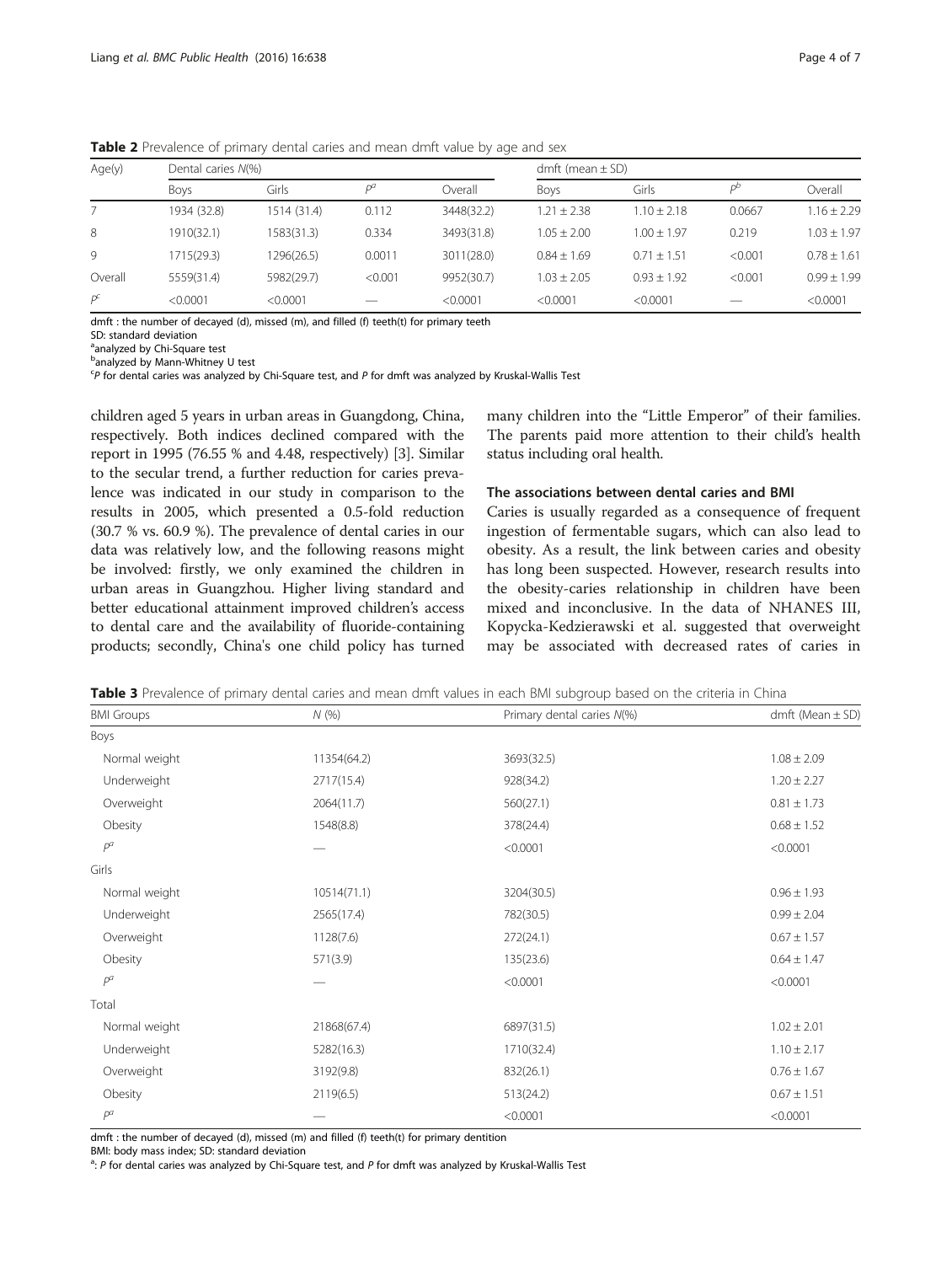**Table 2** Prevalence of primary dental caries and mean dmft value by age and sex

| Age(y) | Dental caries N(%) | | | | dmft (mean ± SD) | | | |
|---|---|---|---|---|---|---|---|---|
| | Boys | Girls | P[a] | Overall | Boys | Girls | P[b] | Overall |
| 7 | 1934 (32.8) | 1514 (31.4) | 0.112 | 3448(32.2) | 1.21 ± 2.38 | 1.10 ± 2.18 | 0.0667 | 1.16 ± 2.29 |
| 8 | 1910(32.1) | 1583(31.3) | 0.334 | 3493(31.8) | 1.05 ± 2.00 | 1.00 ± 1.97 | 0.219 | 1.03 ± 1.97 |
| 9 | 1715(29.3) | 1296(26.5) | 0.0011 | 3011(28.0) | 0.84 ± 1.69 | 0.71 ± 1.51 | <0.001 | 0.78 ± 1.61 |
| Overall | 5559(31.4) | 5982(29.7) | <0.001 | 9952(30.7) | 1.03 ± 2.05 | 0.93 ± 1.92 | <0.001 | 0.99 ± 1.99 |
| P[c] | <0.0001 | <0.0001 | — | <0.0001 | <0.0001 | <0.0001 | — | <0.0001 |

dmft : the number of decayed (d), missed (m), and filled (f) teeth(t) for primary teeth
SD: standard deviation
[a]analyzed by Chi-Square test
[b]analyzed by Mann-Whitney U test
[c]P for dental caries was analyzed by Chi-Square test, and P for dmft was analyzed by Kruskal-Wallis Test

children aged 5 years in urban areas in Guangdong, China, respectively. Both indices declined compared with the report in 1995 (76.55 % and 4.48, respectively) [3]. Similar to the secular trend, a further reduction for caries prevalence was indicated in our study in comparison to the results in 2005, which presented a 0.5-fold reduction (30.7 % vs. 60.9 %). The prevalence of dental caries in our data was relatively low, and the following reasons might be involved: firstly, we only examined the children in urban areas in Guangzhou. Higher living standard and better educational attainment improved children's access to dental care and the availability of fluoride-containing products; secondly, China's one child policy has turned many children into the "Little Emperor" of their families. The parents paid more attention to their child's health status including oral health.

### The associations between dental caries and BMI

Caries is usually regarded as a consequence of frequent ingestion of fermentable sugars, which can also lead to obesity. As a result, the link between caries and obesity has long been suspected. However, research results into the obesity-caries relationship in children have been mixed and inconclusive. In the data of NHANES III, Kopycka-Kedzierawski et al. suggested that overweight may be associated with decreased rates of caries in

**Table 3** Prevalence of primary dental caries and mean dmft values in each BMI subgroup based on the criteria in China

| BMI Groups | N (%) | Primary dental caries N(%) | dmft (Mean ± SD) |
|---|---|---|---|
| Boys | | | |
| Normal weight | 11354(64.2) | 3693(32.5) | 1.08 ± 2.09 |
| Underweight | 2717(15.4) | 928(34.2) | 1.20 ± 2.27 |
| Overweight | 2064(11.7) | 560(27.1) | 0.81 ± 1.73 |
| Obesity | 1548(8.8) | 378(24.4) | 0.68 ± 1.52 |
| P[a] | — | <0.0001 | <0.0001 |
| Girls | | | |
| Normal weight | 10514(71.1) | 3204(30.5) | 0.96 ± 1.93 |
| Underweight | 2565(17.4) | 782(30.5) | 0.99 ± 2.04 |
| Overweight | 1128(7.6) | 272(24.1) | 0.67 ± 1.57 |
| Obesity | 571(3.9) | 135(23.6) | 0.64 ± 1.47 |
| P[a] | — | <0.0001 | <0.0001 |
| Total | | | |
| Normal weight | 21868(67.4) | 6897(31.5) | 1.02 ± 2.01 |
| Underweight | 5282(16.3) | 1710(32.4) | 1.10 ± 2.17 |
| Overweight | 3192(9.8) | 832(26.1) | 0.76 ± 1.67 |
| Obesity | 2119(6.5) | 513(24.2) | 0.67 ± 1.51 |
| P[a] | — | <0.0001 | <0.0001 |

dmft : the number of decayed (d), missed (m) and filled (f) teeth(t) for primary dentition
BMI: body mass index; SD: standard deviation
[a]: P for dental caries was analyzed by Chi-Square test, and P for dmft was analyzed by Kruskal-Wallis Test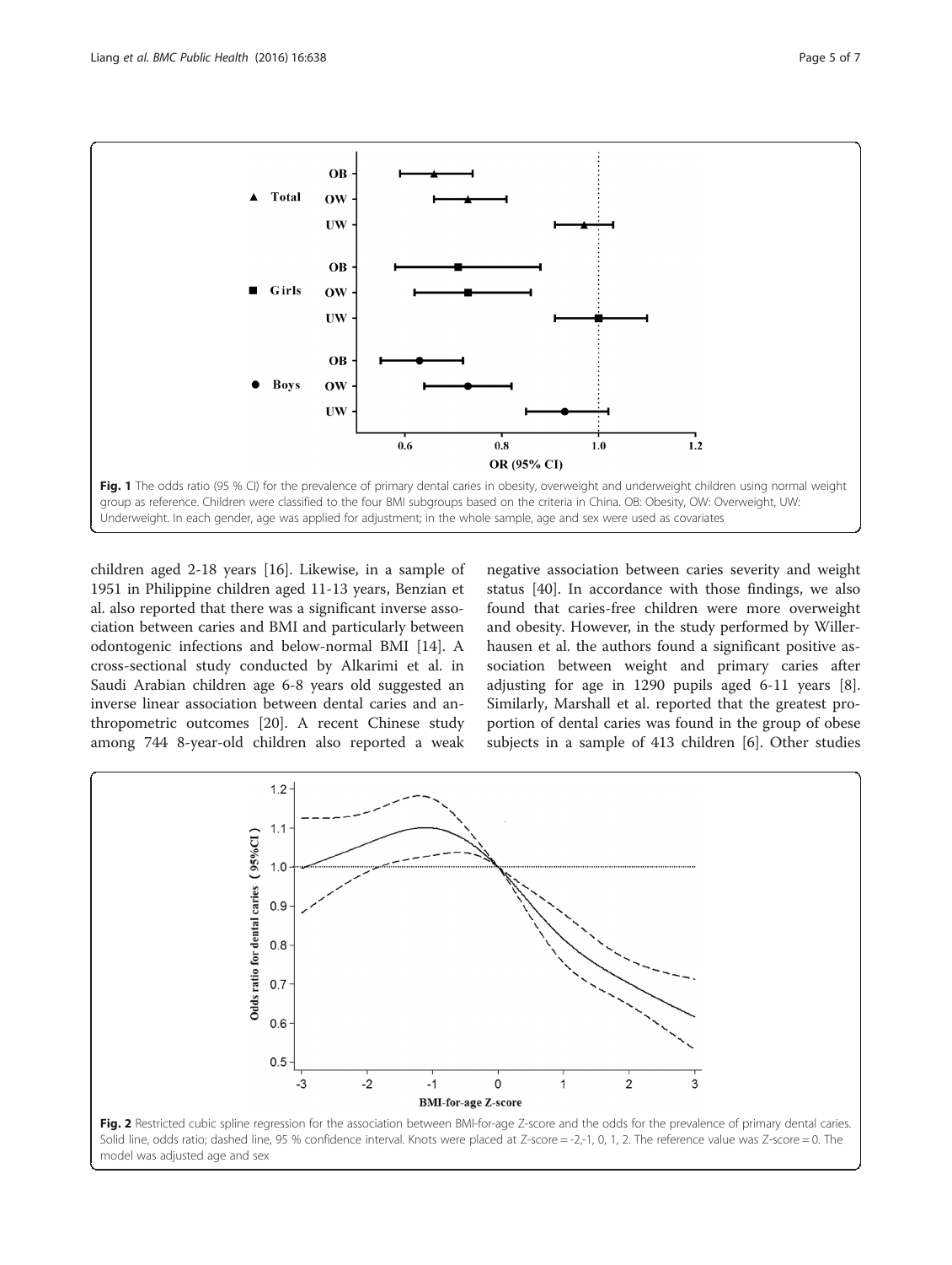Fig. 1 The odds ratio (95 % CI) for the prevalence of primary dental caries in obesity, overweight and underweight children using normal weight group as reference. Children were classified to the four BMI subgroups based on the criteria in China. OB: Obesity, OW: Overweight, UW: Underweight. In each gender, age was applied for adjustment; in the whole sample, age and sex were used as covariates

children aged 2-18 years [16]. Likewise, in a sample of 1951 in Philippine children aged 11-13 years, Benzian et al. also reported that there was a significant inverse association between caries and BMI and particularly between odontogenic infections and below-normal BMI [14]. A cross-sectional study conducted by Alkarimi et al. in Saudi Arabian children age 6-8 years old suggested an inverse linear association between dental caries and anthropometric outcomes [20]. A recent Chinese study among 744 8-year-old children also reported a weak negative association between caries severity and weight status [40]. In accordance with those findings, we also found that caries-free children were more overweight and obesity. However, in the study performed by Willerhausen et al. the authors found a significant positive association between weight and primary caries after adjusting for age in 1290 pupils aged 6-11 years [8]. Similarly, Marshall et al. reported that the greatest proportion of dental caries was found in the group of obese subjects in a sample of 413 children [6]. Other studies

Fig. 2 Restricted cubic spline regression for the association between BMI-for-age Z-score and the odds for the prevalence of primary dental caries. Solid line, odds ratio; dashed line, 95 % confidence interval. Knots were placed at Z-score = -2,-1, 0, 1, 2. The reference value was Z-score = 0. The model was adjusted age and sex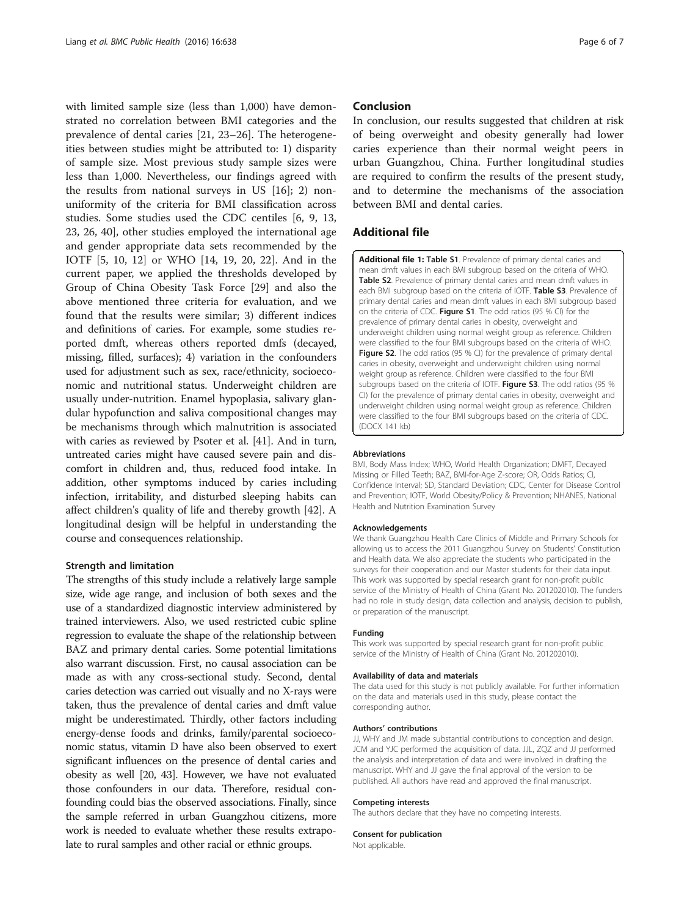with limited sample size (less than 1,000) have demonstrated no correlation between BMI categories and the prevalence of dental caries [21, 23–26]. The heterogeneities between studies might be attributed to: 1) disparity of sample size. Most previous study sample sizes were less than 1,000. Nevertheless, our findings agreed with the results from national surveys in US [16]; 2) non-uniformity of the criteria for BMI classification across studies. Some studies used the CDC centiles [6, 9, 13, 23, 26, 40], other studies employed the international age and gender appropriate data sets recommended by the IOTF [5, 10, 12] or WHO [14, 19, 20, 22]. And in the current paper, we applied the thresholds developed by Group of China Obesity Task Force [29] and also the above mentioned three criteria for evaluation, and we found that the results were similar; 3) different indices and definitions of caries. For example, some studies reported dmft, whereas others reported dmfs (decayed, missing, filled, surfaces); 4) variation in the confounders used for adjustment such as sex, race/ethnicity, socioeconomic and nutritional status. Underweight children are usually under-nutrition. Enamel hypoplasia, salivary glandular hypofunction and saliva compositional changes may be mechanisms through which malnutrition is associated with caries as reviewed by Psoter et al. [41]. And in turn, untreated caries might have caused severe pain and discomfort in children and, thus, reduced food intake. In addition, other symptoms induced by caries including infection, irritability, and disturbed sleeping habits can affect children's quality of life and thereby growth [42]. A longitudinal design will be helpful in understanding the course and consequences relationship.

### Strength and limitation

The strengths of this study include a relatively large sample size, wide age range, and inclusion of both sexes and the use of a standardized diagnostic interview administered by trained interviewers. Also, we used restricted cubic spline regression to evaluate the shape of the relationship between BAZ and primary dental caries. Some potential limitations also warrant discussion. First, no causal association can be made as with any cross-sectional study. Second, dental caries detection was carried out visually and no X-rays were taken, thus the prevalence of dental caries and dmft value might be underestimated. Thirdly, other factors including energy-dense foods and drinks, family/parental socioeconomic status, vitamin D have also been observed to exert significant influences on the presence of dental caries and obesity as well [20, 43]. However, we have not evaluated those confounders in our data. Therefore, residual confounding could bias the observed associations. Finally, since the sample referred in urban Guangzhou citizens, more work is needed to evaluate whether these results extrapolate to rural samples and other racial or ethnic groups.

## Conclusion

In conclusion, our results suggested that children at risk of being overweight and obesity generally had lower caries experience than their normal weight peers in urban Guangzhou, China. Further longitudinal studies are required to confirm the results of the present study, and to determine the mechanisms of the association between BMI and dental caries.

## Additional file

**Additional file 1: Table S1**. Prevalence of primary dental caries and mean dmft values in each BMI subgroup based on the criteria of WHO. **Table S2**. Prevalence of primary dental caries and mean dmft values in each BMI subgroup based on the criteria of IOTF. **Table S3**. Prevalence of primary dental caries and mean dmft values in each BMI subgroup based on the criteria of CDC. **Figure S1**. The odd ratios (95 % CI) for the prevalence of primary dental caries in obesity, overweight and underweight children using normal weight group as reference. Children were classified to the four BMI subgroups based on the criteria of WHO. **Figure S2**. The odd ratios (95 % CI) for the prevalence of primary dental caries in obesity, overweight and underweight children using normal weight group as reference. Children were classified to the four BMI subgroups based on the criteria of IOTF. **Figure S3**. The odd ratios (95 % CI) for the prevalence of primary dental caries in obesity, overweight and underweight children using normal weight group as reference. Children were classified to the four BMI subgroups based on the criteria of CDC. (DOCX 141 kb)

#### Abbreviations

BMI, Body Mass Index; WHO, World Health Organization; DMFT, Decayed Missing or Filled Teeth; BAZ, BMI-for-Age Z-score; OR, Odds Ratios; CI, Confidence Interval; SD, Standard Deviation; CDC, Center for Disease Control and Prevention; IOTF, World Obesity/Policy & Prevention; NHANES, National Health and Nutrition Examination Survey

#### Acknowledgements

We thank Guangzhou Health Care Clinics of Middle and Primary Schools for allowing us to access the 2011 Guangzhou Survey on Students' Constitution and Health data. We also appreciate the students who participated in the surveys for their cooperation and our Master students for their data input. This work was supported by special research grant for non-profit public service of the Ministry of Health of China (Grant No. 201202010). The funders had no role in study design, data collection and analysis, decision to publish, or preparation of the manuscript.

#### Funding

This work was supported by special research grant for non-profit public service of the Ministry of Health of China (Grant No. 201202010).

#### Availability of data and materials

The data used for this study is not publicly available. For further information on the data and materials used in this study, please contact the corresponding author.

#### Authors' contributions

JJ, WHY and JM made substantial contributions to conception and design. JCM and YJC performed the acquisition of data. JJL, ZQZ and JJ performed the analysis and interpretation of data and were involved in drafting the manuscript. WHY and JJ gave the final approval of the version to be published. All authors have read and approved the final manuscript.

#### Competing interests

The authors declare that they have no competing interests.

#### Consent for publication

Not applicable.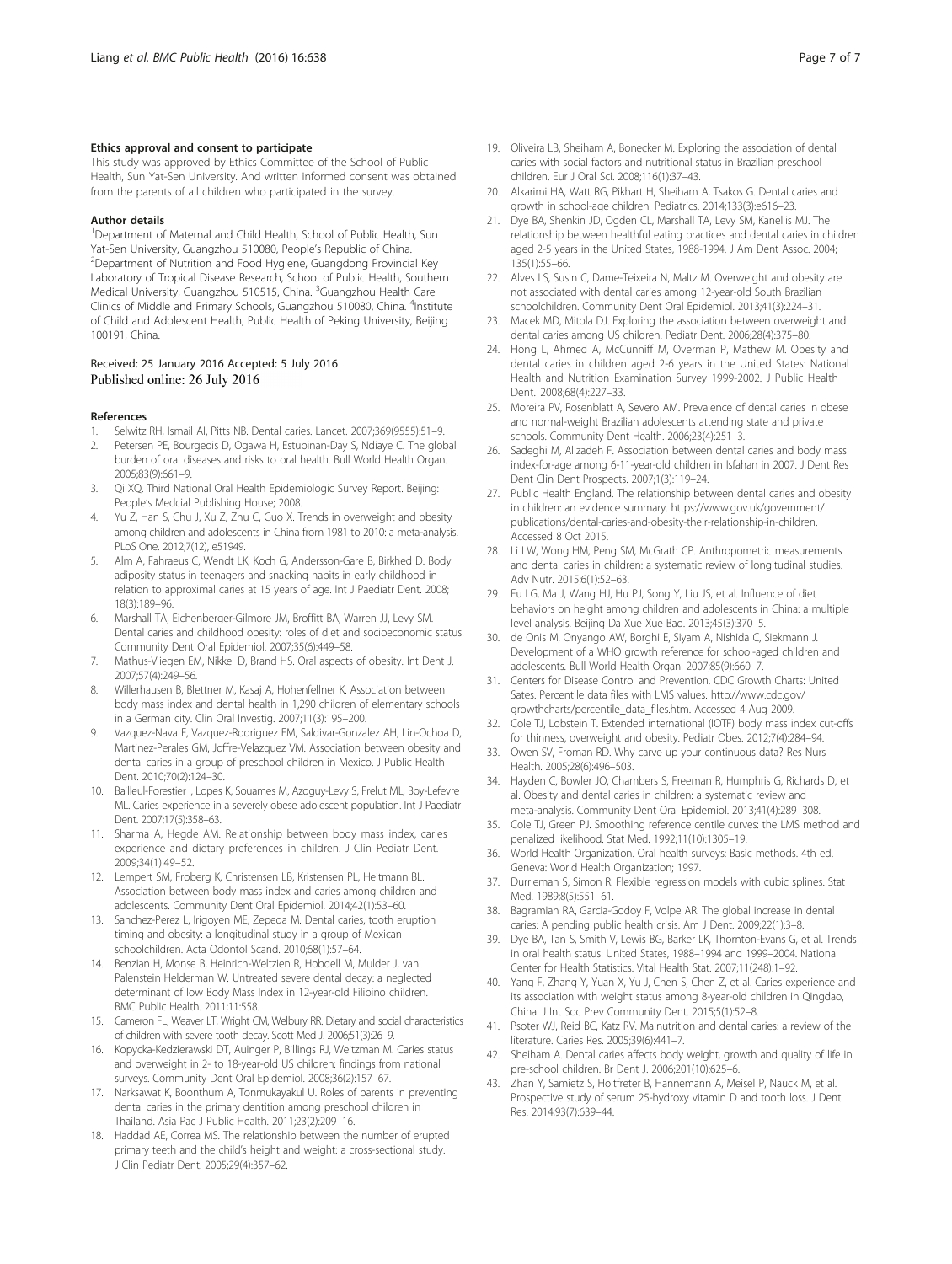#### Ethics approval and consent to participate

This study was approved by Ethics Committee of the School of Public Health, Sun Yat-Sen University. And written informed consent was obtained from the parents of all children who participated in the survey.

#### Author details

[1]Department of Maternal and Child Health, School of Public Health, Sun Yat-Sen University, Guangzhou 510080, People's Republic of China. [2]Department of Nutrition and Food Hygiene, Guangdong Provincial Key Laboratory of Tropical Disease Research, School of Public Health, Southern Medical University, Guangzhou 510515, China. [3]Guangzhou Health Care Clinics of Middle and Primary Schools, Guangzhou 510080, China. [4]Institute of Child and Adolescent Health, Public Health of Peking University, Beijing 100191, China.

Received: 25 January 2016 Accepted: 5 July 2016
Published online: 26 July 2016

#### References

1. Selwitz RH, Ismail AI, Pitts NB. Dental caries. Lancet. 2007;369(9555):51–9.
2. Petersen PE, Bourgeois D, Ogawa H, Estupinan-Day S, Ndiaye C. The global burden of oral diseases and risks to oral health. Bull World Health Organ. 2005;83(9):661–9.
3. Qi XQ. Third National Oral Health Epidemiologic Survey Report. Beijing: People's Medcial Publishing House; 2008.
4. Yu Z, Han S, Chu J, Xu Z, Zhu C, Guo X. Trends in overweight and obesity among children and adolescents in China from 1981 to 2010: a meta-analysis. PLoS One. 2012;7(12), e51949.
5. Alm A, Fahraeus C, Wendt LK, Koch G, Andersson-Gare B, Birkhed D. Body adiposity status in teenagers and snacking habits in early childhood in relation to approximal caries at 15 years of age. Int J Paediatr Dent. 2008; 18(3):189–96.
6. Marshall TA, Eichenberger-Gilmore JM, Broffitt BA, Warren JJ, Levy SM. Dental caries and childhood obesity: roles of diet and socioeconomic status. Community Dent Oral Epidemiol. 2007;35(6):449–58.
7. Mathus-Vliegen EM, Nikkel D, Brand HS. Oral aspects of obesity. Int Dent J. 2007;57(4):249–56.
8. Willerhausen B, Blettner M, Kasaj A, Hohenfellner K. Association between body mass index and dental health in 1,290 children of elementary schools in a German city. Clin Oral Investig. 2007;11(3):195–200.
9. Vazquez-Nava F, Vazquez-Rodriguez EM, Saldivar-Gonzalez AH, Lin-Ochoa D, Martinez-Perales GM, Joffre-Velazquez VM. Association between obesity and dental caries in a group of preschool children in Mexico. J Public Health Dent. 2010;70(2):124–30.
10. Bailleul-Forestier I, Lopes K, Souames M, Azoguy-Levy S, Frelut ML, Boy-Lefevre ML. Caries experience in a severely obese adolescent population. Int J Paediatr Dent. 2007;17(5):358–63.
11. Sharma A, Hegde AM. Relationship between body mass index, caries experience and dietary preferences in children. J Clin Pediatr Dent. 2009;34(1):49–52.
12. Lempert SM, Froberg K, Christensen LB, Kristensen PL, Heitmann BL. Association between body mass index and caries among children and adolescents. Community Dent Oral Epidemiol. 2014;42(1):53–60.
13. Sanchez-Perez L, Irigoyen ME, Zepeda M. Dental caries, tooth eruption timing and obesity: a longitudinal study in a group of Mexican schoolchildren. Acta Odontol Scand. 2010;68(1):57–64.
14. Benzian H, Monse B, Heinrich-Weltzien R, Hobdell M, Mulder J, van Palenstein Helderman W. Untreated severe dental decay: a neglected determinant of low Body Mass Index in 12-year-old Filipino children. BMC Public Health. 2011;11:558.
15. Cameron FL, Weaver LT, Wright CM, Welbury RR. Dietary and social characteristics of children with severe tooth decay. Scott Med J. 2006;51(3):26–9.
16. Kopycka-Kedzierawski DT, Auinger P, Billings RJ, Weitzman M. Caries status and overweight in 2- to 18-year-old US children: findings from national surveys. Community Dent Oral Epidemiol. 2008;36(2):157–67.
17. Narksawat K, Boonthum A, Tonmukayakul U. Roles of parents in preventing dental caries in the primary dentition among preschool children in Thailand. Asia Pac J Public Health. 2011;23(2):209–16.
18. Haddad AE, Correa MS. The relationship between the number of erupted primary teeth and the child's height and weight: a cross-sectional study. J Clin Pediatr Dent. 2005;29(4):357–62.
19. Oliveira LB, Sheiham A, Bonecker M. Exploring the association of dental caries with social factors and nutritional status in Brazilian preschool children. Eur J Oral Sci. 2008;116(1):37–43.
20. Alkarimi HA, Watt RG, Pikhart H, Sheiham A, Tsakos G. Dental caries and growth in school-age children. Pediatrics. 2014;133(3):e616–23.
21. Dye BA, Shenkin JD, Ogden CL, Marshall TA, Levy SM, Kanellis MJ. The relationship between healthful eating practices and dental caries in children aged 2-5 years in the United States, 1988-1994. J Am Dent Assoc. 2004; 135(1):55–66.
22. Alves LS, Susin C, Dame-Teixeira N, Maltz M. Overweight and obesity are not associated with dental caries among 12-year-old South Brazilian schoolchildren. Community Dent Oral Epidemiol. 2013;41(3):224–31.
23. Macek MD, Mitola DJ. Exploring the association between overweight and dental caries among US children. Pediatr Dent. 2006;28(4):375–80.
24. Hong L, Ahmed A, McCunniff M, Overman P, Mathew M. Obesity and dental caries in children aged 2-6 years in the United States: National Health and Nutrition Examination Survey 1999-2002. J Public Health Dent. 2008;68(4):227–33.
25. Moreira PV, Rosenblatt A, Severo AM. Prevalence of dental caries in obese and normal-weight Brazilian adolescents attending state and private schools. Community Dent Health. 2006;23(4):251–3.
26. Sadeghi M, Alizadeh F. Association between dental caries and body mass index-for-age among 6-11-year-old children in Isfahan in 2007. J Dent Res Dent Clin Dent Prospects. 2007;1(3):119–24.
27. Public Health England. The relationship between dental caries and obesity in children: an evidence summary. https://www.gov.uk/government/publications/dental-caries-and-obesity-their-relationship-in-children. Accessed 8 Oct 2015.
28. Li LW, Wong HM, Peng SM, McGrath CP. Anthropometric measurements and dental caries in children: a systematic review of longitudinal studies. Adv Nutr. 2015;6(1):52–63.
29. Fu LG, Ma J, Wang HJ, Hu PJ, Song Y, Liu JS, et al. Influence of diet behaviors on height among children and adolescents in China: a multiple level analysis. Beijing Da Xue Xue Bao. 2013;45(3):370–5.
30. de Onis M, Onyango AW, Borghi E, Siyam A, Nishida C, Siekmann J. Development of a WHO growth reference for school-aged children and adolescents. Bull World Health Organ. 2007;85(9):660–7.
31. Centers for Disease Control and Prevention. CDC Growth Charts: United Sates. Percentile data files with LMS values. http://www.cdc.gov/growthcharts/percentile_data_files.htm. Accessed 4 Aug 2009.
32. Cole TJ, Lobstein T. Extended international (IOTF) body mass index cut-offs for thinness, overweight and obesity. Pediatr Obes. 2012;7(4):284–94.
33. Owen SV, Froman RD. Why carve up your continuous data? Res Nurs Health. 2005;28(6):496–503.
34. Hayden C, Bowler JO, Chambers S, Freeman R, Humphris G, Richards D, et al. Obesity and dental caries in children: a systematic review and meta-analysis. Community Dent Oral Epidemiol. 2013;41(4):289–308.
35. Cole TJ, Green PJ. Smoothing reference centile curves: the LMS method and penalized likelihood. Stat Med. 1992;11(10):1305–19.
36. World Health Organization. Oral health surveys: Basic methods. 4th ed. Geneva: World Health Organization; 1997.
37. Durrleman S, Simon R. Flexible regression models with cubic splines. Stat Med. 1989;8(5):551–61.
38. Bagramian RA, Garcia-Godoy F, Volpe AR. The global increase in dental caries: A pending public health crisis. Am J Dent. 2009;22(1):3–8.
39. Dye BA, Tan S, Smith V, Lewis BG, Barker LK, Thornton-Evans G, et al. Trends in oral health status: United States, 1988–1994 and 1999–2004. National Center for Health Statistics. Vital Health Stat. 2007;11(248):1–92.
40. Yang F, Zhang Y, Yuan X, Yu J, Chen S, Chen Z, et al. Caries experience and its association with weight status among 8-year-old children in Qingdao, China. J Int Soc Prev Community Dent. 2015;5(1):52–8.
41. Psoter WJ, Reid BC, Katz RV. Malnutrition and dental caries: a review of the literature. Caries Res. 2005;39(6):441–7.
42. Sheiham A. Dental caries affects body weight, growth and quality of life in pre-school children. Br Dent J. 2006;201(10):625–6.
43. Zhan Y, Samietz S, Holtfreter B, Hannemann A, Meisel P, Nauck M, et al. Prospective study of serum 25-hydroxy vitamin D and tooth loss. J Dent Res. 2014;93(7):639–44.